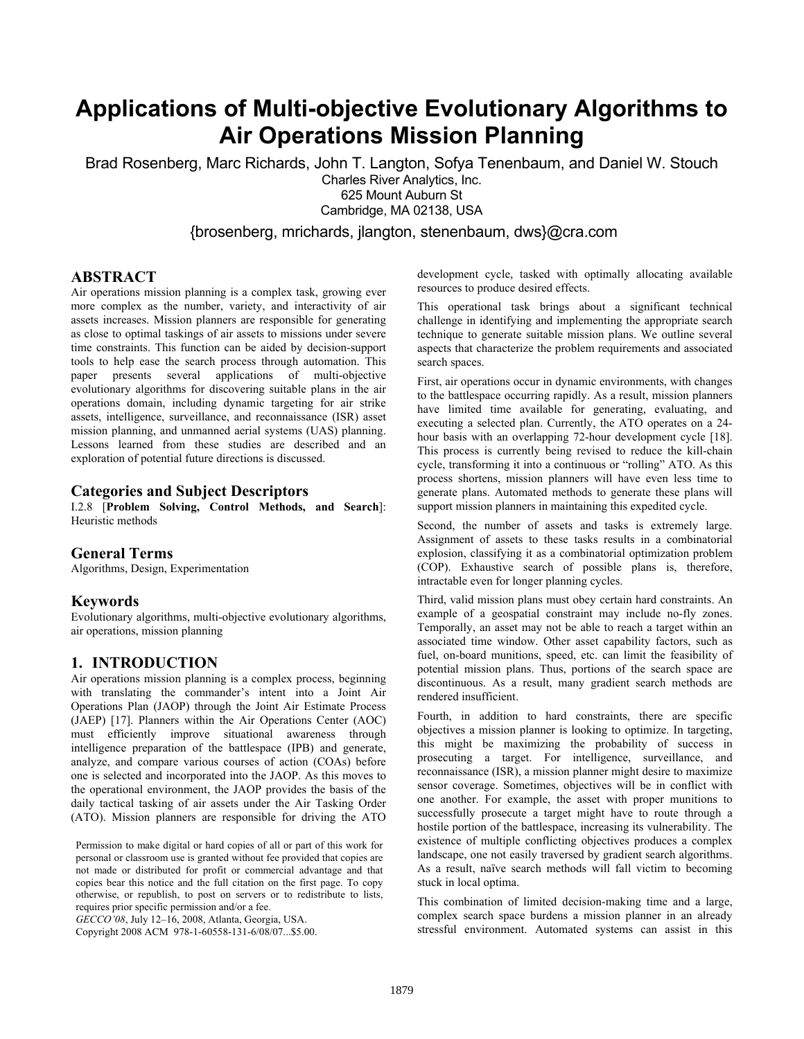# Applications of Multi-objective Evolutionary Algorithms to Air Operations Mission Planning

Brad Rosenberg, Marc Richards, John T. Langton, Sofya Tenenbaum, and Daniel W. Stouch

Charles River Analytics, Inc.
625 Mount Auburn St
Cambridge, MA 02138, USA

{brosenberg, mrichards, jlangton, stenenbaum, dws}@cra.com

## ABSTRACT

Air operations mission planning is a complex task, growing ever more complex as the number, variety, and interactivity of air assets increases. Mission planners are responsible for generating as close to optimal taskings of air assets to missions under severe time constraints. This function can be aided by decision-support tools to help ease the search process through automation. This paper presents several applications of multi-objective evolutionary algorithms for discovering suitable plans in the air operations domain, including dynamic targeting for air strike assets, intelligence, surveillance, and reconnaissance (ISR) asset mission planning, and unmanned aerial systems (UAS) planning. Lessons learned from these studies are described and an exploration of potential future directions is discussed.

## Categories and Subject Descriptors

I.2.8 [**Problem Solving, Control Methods, and Search**]: Heuristic methods

## General Terms

Algorithms, Design, Experimentation

## Keywords

Evolutionary algorithms, multi-objective evolutionary algorithms, air operations, mission planning

## 1. INTRODUCTION

Air operations mission planning is a complex process, beginning with translating the commander's intent into a Joint Air Operations Plan (JAOP) through the Joint Air Estimate Process (JAEP) [17]. Planners within the Air Operations Center (AOC) must efficiently improve situational awareness through intelligence preparation of the battlespace (IPB) and generate, analyze, and compare various courses of action (COAs) before one is selected and incorporated into the JAOP. As this moves to the operational environment, the JAOP provides the basis of the daily tactical tasking of air assets under the Air Tasking Order (ATO). Mission planners are responsible for driving the ATO development cycle, tasked with optimally allocating available resources to produce desired effects.

Permission to make digital or hard copies of all or part of this work for personal or classroom use is granted without fee provided that copies are not made or distributed for profit or commercial advantage and that copies bear this notice and the full citation on the first page. To copy otherwise, or republish, to post on servers or to redistribute to lists, requires prior specific permission and/or a fee.
*GECCO'08*, July 12–16, 2008, Atlanta, Georgia, USA.
Copyright 2008 ACM 978-1-60558-131-6/08/07...$5.00.

This operational task brings about a significant technical challenge in identifying and implementing the appropriate search technique to generate suitable mission plans. We outline several aspects that characterize the problem requirements and associated search spaces.

First, air operations occur in dynamic environments, with changes to the battlespace occurring rapidly. As a result, mission planners have limited time available for generating, evaluating, and executing a selected plan. Currently, the ATO operates on a 24-hour basis with an overlapping 72-hour development cycle [18]. This process is currently being revised to reduce the kill-chain cycle, transforming it into a continuous or "rolling" ATO. As this process shortens, mission planners will have even less time to generate plans. Automated methods to generate these plans will support mission planners in maintaining this expedited cycle.

Second, the number of assets and tasks is extremely large. Assignment of assets to these tasks results in a combinatorial explosion, classifying it as a combinatorial optimization problem (COP). Exhaustive search of possible plans is, therefore, intractable even for longer planning cycles.

Third, valid mission plans must obey certain hard constraints. An example of a geospatial constraint may include no-fly zones. Temporally, an asset may not be able to reach a target within an associated time window. Other asset capability factors, such as fuel, on-board munitions, speed, etc. can limit the feasibility of potential mission plans. Thus, portions of the search space are discontinuous. As a result, many gradient search methods are rendered insufficient.

Fourth, in addition to hard constraints, there are specific objectives a mission planner is looking to optimize. In targeting, this might be maximizing the probability of success in prosecuting a target. For intelligence, surveillance, and reconnaissance (ISR), a mission planner might desire to maximize sensor coverage. Sometimes, objectives will be in conflict with one another. For example, the asset with proper munitions to successfully prosecute a target might have to route through a hostile portion of the battlespace, increasing its vulnerability. The existence of multiple conflicting objectives produces a complex landscape, one not easily traversed by gradient search algorithms. As a result, naïve search methods will fall victim to becoming stuck in local optima.

This combination of limited decision-making time and a large, complex search space burdens a mission planner in an already stressful environment. Automated systems can assist in this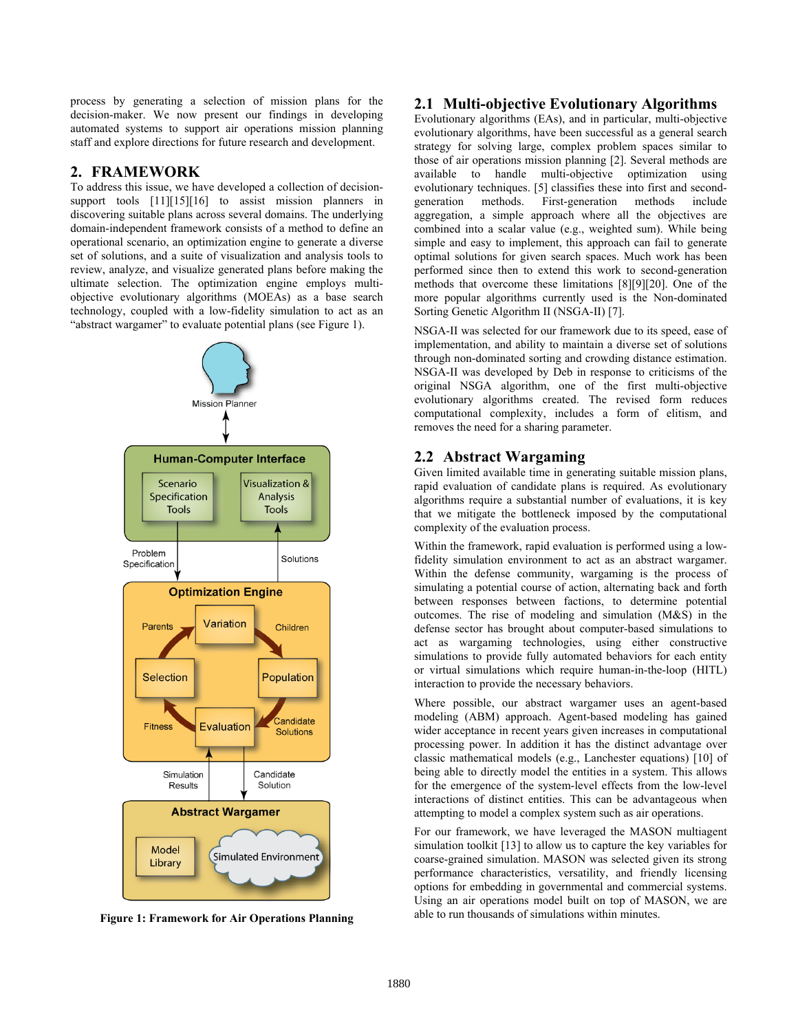process by generating a selection of mission plans for the decision-maker. We now present our findings in developing automated systems to support air operations mission planning staff and explore directions for future research and development.

## 2. FRAMEWORK

To address this issue, we have developed a collection of decision-support tools [11][15][16] to assist mission planners in discovering suitable plans across several domains. The underlying domain-independent framework consists of a method to define an operational scenario, an optimization engine to generate a diverse set of solutions, and a suite of visualization and analysis tools to review, analyze, and visualize generated plans before making the ultimate selection. The optimization engine employs multi-objective evolutionary algorithms (MOEAs) as a base search technology, coupled with a low-fidelity simulation to act as an "abstract wargamer" to evaluate potential plans (see Figure 1).

**Figure 1: Framework for Air Operations Planning**

### 2.1 Multi-objective Evolutionary Algorithms

Evolutionary algorithms (EAs), and in particular, multi-objective evolutionary algorithms, have been successful as a general search strategy for solving large, complex problem spaces similar to those of air operations mission planning [2]. Several methods are available to handle multi-objective optimization using evolutionary techniques. [5] classifies these into first and second-generation methods. First-generation methods include aggregation, a simple approach where all the objectives are combined into a scalar value (e.g., weighted sum). While being simple and easy to implement, this approach can fail to generate optimal solutions for given search spaces. Much work has been performed since then to extend this work to second-generation methods that overcome these limitations [8][9][20]. One of the more popular algorithms currently used is the Non-dominated Sorting Genetic Algorithm II (NSGA-II) [7].

NSGA-II was selected for our framework due to its speed, ease of implementation, and ability to maintain a diverse set of solutions through non-dominated sorting and crowding distance estimation. NSGA-II was developed by Deb in response to criticisms of the original NSGA algorithm, one of the first multi-objective evolutionary algorithms created. The revised form reduces computational complexity, includes a form of elitism, and removes the need for a sharing parameter.

### 2.2 Abstract Wargaming

Given limited available time in generating suitable mission plans, rapid evaluation of candidate plans is required. As evolutionary algorithms require a substantial number of evaluations, it is key that we mitigate the bottleneck imposed by the computational complexity of the evaluation process.

Within the framework, rapid evaluation is performed using a low-fidelity simulation environment to act as an abstract wargamer. Within the defense community, wargaming is the process of simulating a potential course of action, alternating back and forth between responses between factions, to determine potential outcomes. The rise of modeling and simulation (M&S) in the defense sector has brought about computer-based simulations to act as wargaming technologies, using either constructive simulations to provide fully automated behaviors for each entity or virtual simulations which require human-in-the-loop (HITL) interaction to provide the necessary behaviors.

Where possible, our abstract wargamer uses an agent-based modeling (ABM) approach. Agent-based modeling has gained wider acceptance in recent years given increases in computational processing power. In addition it has the distinct advantage over classic mathematical models (e.g., Lanchester equations) [10] of being able to directly model the entities in a system. This allows for the emergence of the system-level effects from the low-level interactions of distinct entities. This can be advantageous when attempting to model a complex system such as air operations.

For our framework, we have leveraged the MASON multiagent simulation toolkit [13] to allow us to capture the key variables for coarse-grained simulation. MASON was selected given its strong performance characteristics, versatility, and friendly licensing options for embedding in governmental and commercial systems. Using an air operations model built on top of MASON, we are able to run thousands of simulations within minutes.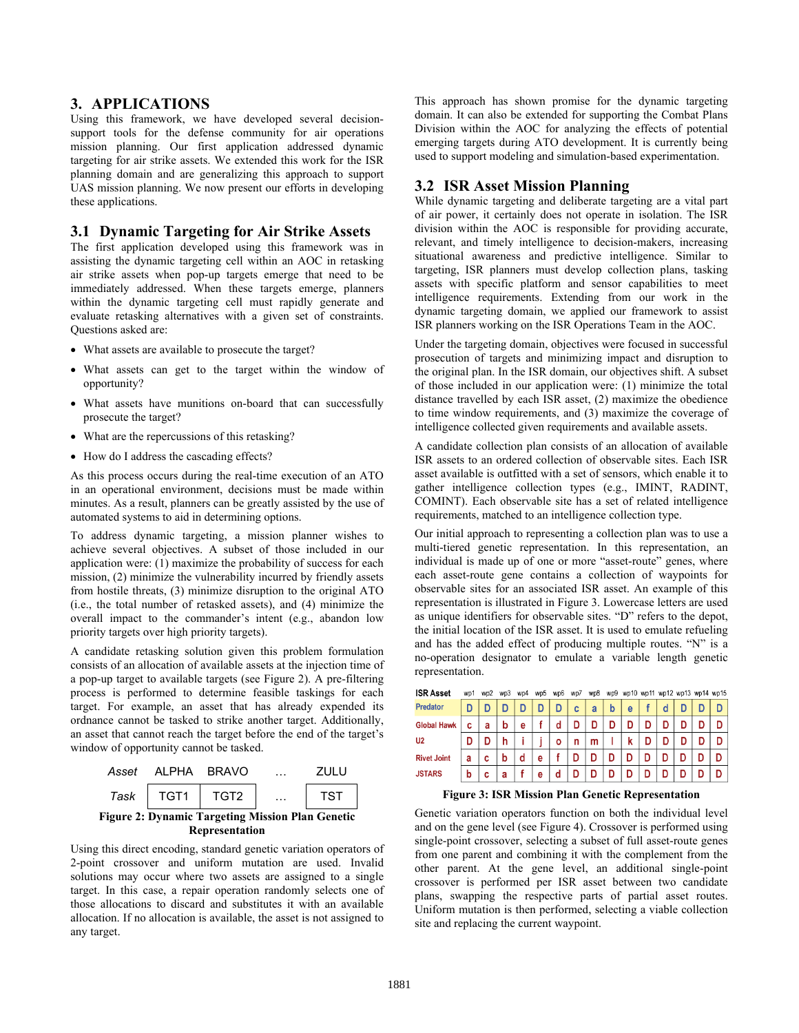## 3. APPLICATIONS

Using this framework, we have developed several decision-support tools for the defense community for air operations mission planning. Our first application addressed dynamic targeting for air strike assets. We extended this work for the ISR planning domain and are generalizing this approach to support UAS mission planning. We now present our efforts in developing these applications.

### 3.1 Dynamic Targeting for Air Strike Assets

The first application developed using this framework was in assisting the dynamic targeting cell within an AOC in retasking air strike assets when pop-up targets emerge that need to be immediately addressed. When these targets emerge, planners within the dynamic targeting cell must rapidly generate and evaluate retasking alternatives with a given set of constraints. Questions asked are:

- What assets are available to prosecute the target?
- What assets can get to the target within the window of opportunity?
- What assets have munitions on-board that can successfully prosecute the target?
- What are the repercussions of this retasking?
- How do I address the cascading effects?

As this process occurs during the real-time execution of an ATO in an operational environment, decisions must be made within minutes. As a result, planners can be greatly assisted by the use of automated systems to aid in determining options.

To address dynamic targeting, a mission planner wishes to achieve several objectives. A subset of those included in our application were: (1) maximize the probability of success for each mission, (2) minimize the vulnerability incurred by friendly assets from hostile threats, (3) minimize disruption to the original ATO (i.e., the total number of retasked assets), and (4) minimize the overall impact to the commander's intent (e.g., abandon low priority targets over high priority targets).

A candidate retasking solution given this problem formulation consists of an allocation of available assets at the injection time of a pop-up target to available targets (see Figure 2). A pre-filtering process is performed to determine feasible taskings for each target. For example, an asset that has already expended its ordnance cannot be tasked to strike another target. Additionally, an asset that cannot reach the target before the end of the target's window of opportunity cannot be tasked.

| *Asset* | ALPHA | BRAVO | … | ZULU |
|---|---|---|---|---|
| *Task* | TGT1 | TGT2 | … | TST |

**Figure 2: Dynamic Targeting Mission Plan Genetic Representation**

Using this direct encoding, standard genetic variation operators of 2-point crossover and uniform mutation are used. Invalid solutions may occur where two assets are assigned to a single target. In this case, a repair operation randomly selects one of those allocations to discard and substitutes it with an available allocation. If no allocation is available, the asset is not assigned to any target.

This approach has shown promise for the dynamic targeting domain. It can also be extended for supporting the Combat Plans Division within the AOC for analyzing the effects of potential emerging targets during ATO development. It is currently being used to support modeling and simulation-based experimentation.

### 3.2 ISR Asset Mission Planning

While dynamic targeting and deliberate targeting are a vital part of air power, it certainly does not operate in isolation. The ISR division within the AOC is responsible for providing accurate, relevant, and timely intelligence to decision-makers, increasing situational awareness and predictive intelligence. Similar to targeting, ISR planners must develop collection plans, tasking assets with specific platform and sensor capabilities to meet intelligence requirements. Extending from our work in the dynamic targeting domain, we applied our framework to assist ISR planners working on the ISR Operations Team in the AOC.

Under the targeting domain, objectives were focused in successful prosecution of targets and minimizing impact and disruption to the original plan. In the ISR domain, our objectives shift. A subset of those included in our application were: (1) minimize the total distance travelled by each ISR asset, (2) maximize the obedience to time window requirements, and (3) maximize the coverage of intelligence collected given requirements and available assets.

A candidate collection plan consists of an allocation of available ISR assets to an ordered collection of observable sites. Each ISR asset available is outfitted with a set of sensors, which enable it to gather intelligence collection types (e.g., IMINT, RADINT, COMINT). Each observable site has a set of related intelligence requirements, matched to an intelligence collection type.

Our initial approach to representing a collection plan was to use a multi-tiered genetic representation. In this representation, an individual is made up of one or more "asset-route" genes, where each asset-route gene contains a collection of waypoints for observable sites for an associated ISR asset. An example of this representation is illustrated in Figure 3. Lowercase letters are used as unique identifiers for observable sites. "D" refers to the depot, the initial location of the ISR asset. It is used to emulate refueling and has the added effect of producing multiple routes. "N" is a no-operation designator to emulate a variable length genetic representation.

| ISR Asset | wp1 | wp2 | wp3 | wp4 | wp5 | wp6 | wp7 | wp8 | wp9 | wp10 | wp11 | wp12 | wp13 | wp14 | wp15 |
|---|---|---|---|---|---|---|---|---|---|---|---|---|---|---|---|
| Predator | D | D | D | D | D | D | c | a | b | e | f | d | D | D | D |
| Global Hawk | c | a | b | e | f | d | D | D | D | D | D | D | D | D | D |
| U2 | D | D | h | i | j | o | n | m | l | k | D | D | D | D | D |
| Rivet Joint | a | c | b | d | e | f | D | D | D | D | D | D | D | D | D |
| JSTARS | b | c | a | f | e | d | D | D | D | D | D | D | D | D | D |

**Figure 3: ISR Mission Plan Genetic Representation**

Genetic variation operators function on both the individual level and on the gene level (see Figure 4). Crossover is performed using single-point crossover, selecting a subset of full asset-route genes from one parent and combining it with the complement from the other parent. At the gene level, an additional single-point crossover is performed per ISR asset between two candidate plans, swapping the respective parts of partial asset routes. Uniform mutation is then performed, selecting a viable collection site and replacing the current waypoint.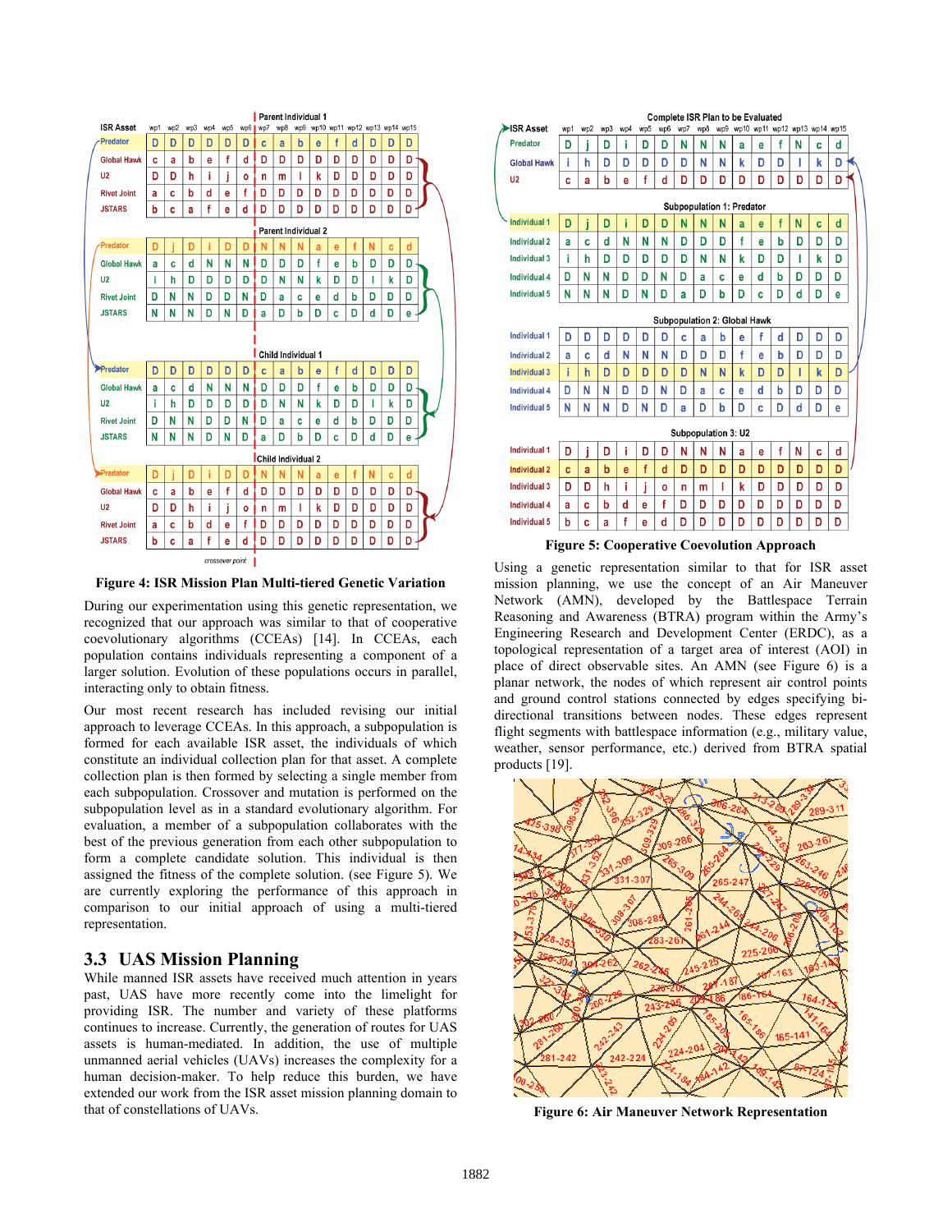Figure 4: ISR Mission Plan Multi-tiered Genetic Variation

During our experimentation using this genetic representation, we recognized that our approach was similar to that of cooperative coevolutionary algorithms (CCEAs) [14]. In CCEAs, each population contains individuals representing a component of a larger solution. Evolution of these populations occurs in parallel, interacting only to obtain fitness.

Our most recent research has included revising our initial approach to leverage CCEAs. In this approach, a subpopulation is formed for each available ISR asset, the individuals of which constitute an individual collection plan for that asset. A complete collection plan is then formed by selecting a single member from each subpopulation. Crossover and mutation is performed on the subpopulation level as in a standard evolutionary algorithm. For evaluation, a member of a subpopulation collaborates with the best of the previous generation from each other subpopulation to form a complete candidate solution. This individual is then assigned the fitness of the complete solution. (see Figure 5). We are currently exploring the performance of this approach in comparison to our initial approach of using a multi-tiered representation.

## 3.3 UAS Mission Planning

While manned ISR assets have received much attention in years past, UAS have more recently come into the limelight for providing ISR. The number and variety of these platforms continues to increase. Currently, the generation of routes for UAS assets is human-mediated. In addition, the use of multiple unmanned aerial vehicles (UAVs) increases the complexity for a human decision-maker. To help reduce this burden, we have extended our work from the ISR asset mission planning domain to that of constellations of UAVs.

Figure 5: Cooperative Coevolution Approach

Using a genetic representation similar to that for ISR asset mission planning, we use the concept of an Air Maneuver Network (AMN), developed by the Battlespace Terrain Reasoning and Awareness (BTRA) program within the Army's Engineering Research and Development Center (ERDC), as a topological representation of a target area of interest (AOI) in place of direct observable sites. An AMN (see Figure 6) is a planar network, the nodes of which represent air control points and ground control stations connected by edges specifying bi-directional transitions between nodes. These edges represent flight segments with battlespace information (e.g., military value, weather, sensor performance, etc.) derived from BTRA spatial products [19].

Figure 6: Air Maneuver Network Representation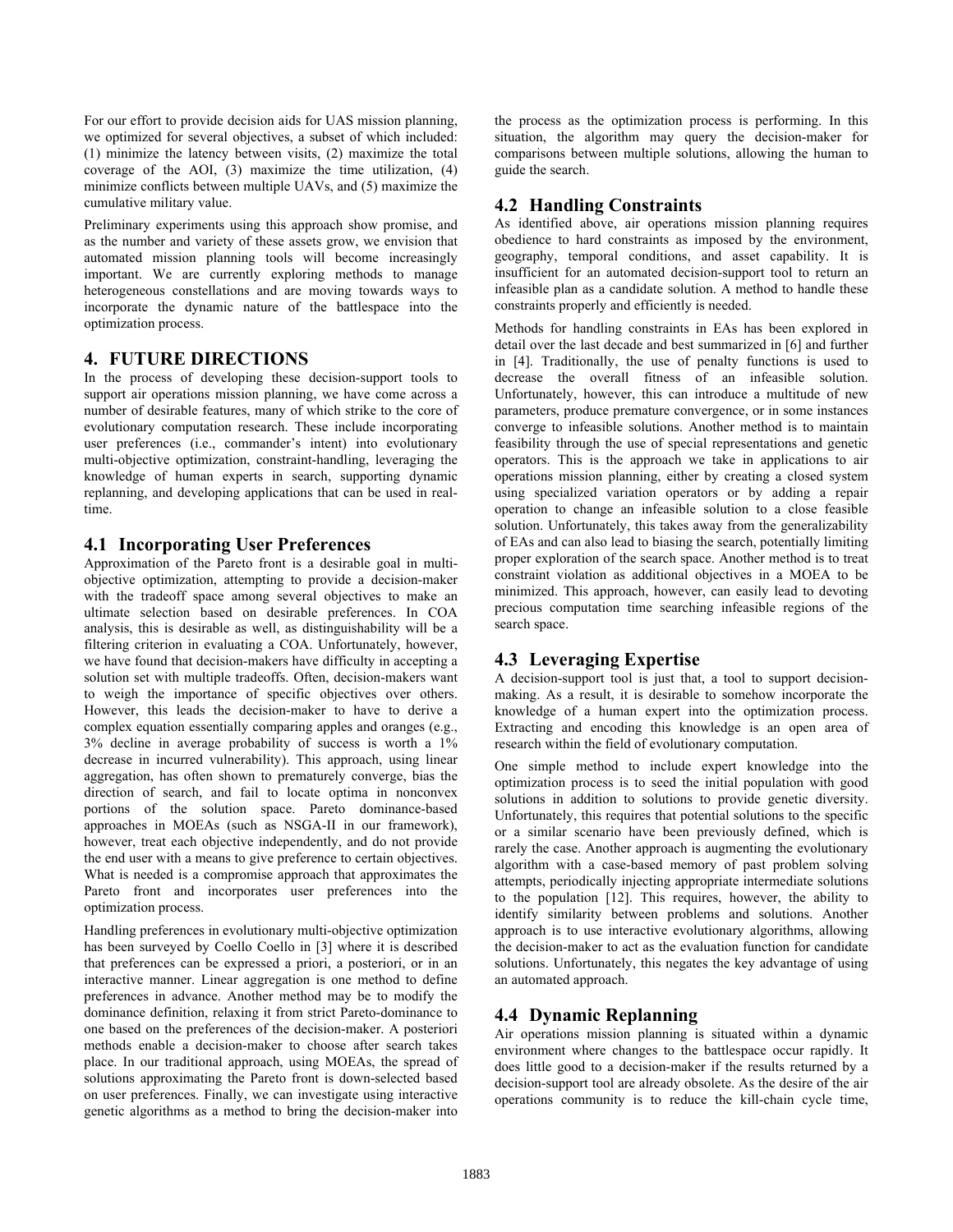For our effort to provide decision aids for UAS mission planning, we optimized for several objectives, a subset of which included: (1) minimize the latency between visits, (2) maximize the total coverage of the AOI, (3) maximize the time utilization, (4) minimize conflicts between multiple UAVs, and (5) maximize the cumulative military value.

Preliminary experiments using this approach show promise, and as the number and variety of these assets grow, we envision that automated mission planning tools will become increasingly important. We are currently exploring methods to manage heterogeneous constellations and are moving towards ways to incorporate the dynamic nature of the battlespace into the optimization process.

## 4. FUTURE DIRECTIONS

In the process of developing these decision-support tools to support air operations mission planning, we have come across a number of desirable features, many of which strike to the core of evolutionary computation research. These include incorporating user preferences (i.e., commander's intent) into evolutionary multi-objective optimization, constraint-handling, leveraging the knowledge of human experts in search, supporting dynamic replanning, and developing applications that can be used in real-time.

### 4.1 Incorporating User Preferences

Approximation of the Pareto front is a desirable goal in multi-objective optimization, attempting to provide a decision-maker with the tradeoff space among several objectives to make an ultimate selection based on desirable preferences. In COA analysis, this is desirable as well, as distinguishability will be a filtering criterion in evaluating a COA. Unfortunately, however, we have found that decision-makers have difficulty in accepting a solution set with multiple tradeoffs. Often, decision-makers want to weigh the importance of specific objectives over others. However, this leads the decision-maker to have to derive a complex equation essentially comparing apples and oranges (e.g., 3% decline in average probability of success is worth a 1% decrease in incurred vulnerability). This approach, using linear aggregation, has often shown to prematurely converge, bias the direction of search, and fail to locate optima in nonconvex portions of the solution space. Pareto dominance-based approaches in MOEAs (such as NSGA-II in our framework), however, treat each objective independently, and do not provide the end user with a means to give preference to certain objectives. What is needed is a compromise approach that approximates the Pareto front and incorporates user preferences into the optimization process.

Handling preferences in evolutionary multi-objective optimization has been surveyed by Coello Coello in [3] where it is described that preferences can be expressed a priori, a posteriori, or in an interactive manner. Linear aggregation is one method to define preferences in advance. Another method may be to modify the dominance definition, relaxing it from strict Pareto-dominance to one based on the preferences of the decision-maker. A posteriori methods enable a decision-maker to choose after search takes place. In our traditional approach, using MOEAs, the spread of solutions approximating the Pareto front is down-selected based on user preferences. Finally, we can investigate using interactive genetic algorithms as a method to bring the decision-maker into the process as the optimization process is performing. In this situation, the algorithm may query the decision-maker for comparisons between multiple solutions, allowing the human to guide the search.

### 4.2 Handling Constraints

As identified above, air operations mission planning requires obedience to hard constraints as imposed by the environment, geography, temporal conditions, and asset capability. It is insufficient for an automated decision-support tool to return an infeasible plan as a candidate solution. A method to handle these constraints properly and efficiently is needed.

Methods for handling constraints in EAs has been explored in detail over the last decade and best summarized in [6] and further in [4]. Traditionally, the use of penalty functions is used to decrease the overall fitness of an infeasible solution. Unfortunately, however, this can introduce a multitude of new parameters, produce premature convergence, or in some instances converge to infeasible solutions. Another method is to maintain feasibility through the use of special representations and genetic operators. This is the approach we take in applications to air operations mission planning, either by creating a closed system using specialized variation operators or by adding a repair operation to change an infeasible solution to a close feasible solution. Unfortunately, this takes away from the generalizability of EAs and can also lead to biasing the search, potentially limiting proper exploration of the search space. Another method is to treat constraint violation as additional objectives in a MOEA to be minimized. This approach, however, can easily lead to devoting precious computation time searching infeasible regions of the search space.

### 4.3 Leveraging Expertise

A decision-support tool is just that, a tool to support decision-making. As a result, it is desirable to somehow incorporate the knowledge of a human expert into the optimization process. Extracting and encoding this knowledge is an open area of research within the field of evolutionary computation.

One simple method to include expert knowledge into the optimization process is to seed the initial population with good solutions in addition to solutions to provide genetic diversity. Unfortunately, this requires that potential solutions to the specific or a similar scenario have been previously defined, which is rarely the case. Another approach is augmenting the evolutionary algorithm with a case-based memory of past problem solving attempts, periodically injecting appropriate intermediate solutions to the population [12]. This requires, however, the ability to identify similarity between problems and solutions. Another approach is to use interactive evolutionary algorithms, allowing the decision-maker to act as the evaluation function for candidate solutions. Unfortunately, this negates the key advantage of using an automated approach.

### 4.4 Dynamic Replanning

Air operations mission planning is situated within a dynamic environment where changes to the battlespace occur rapidly. It does little good to a decision-maker if the results returned by a decision-support tool are already obsolete. As the desire of the air operations community is to reduce the kill-chain cycle time,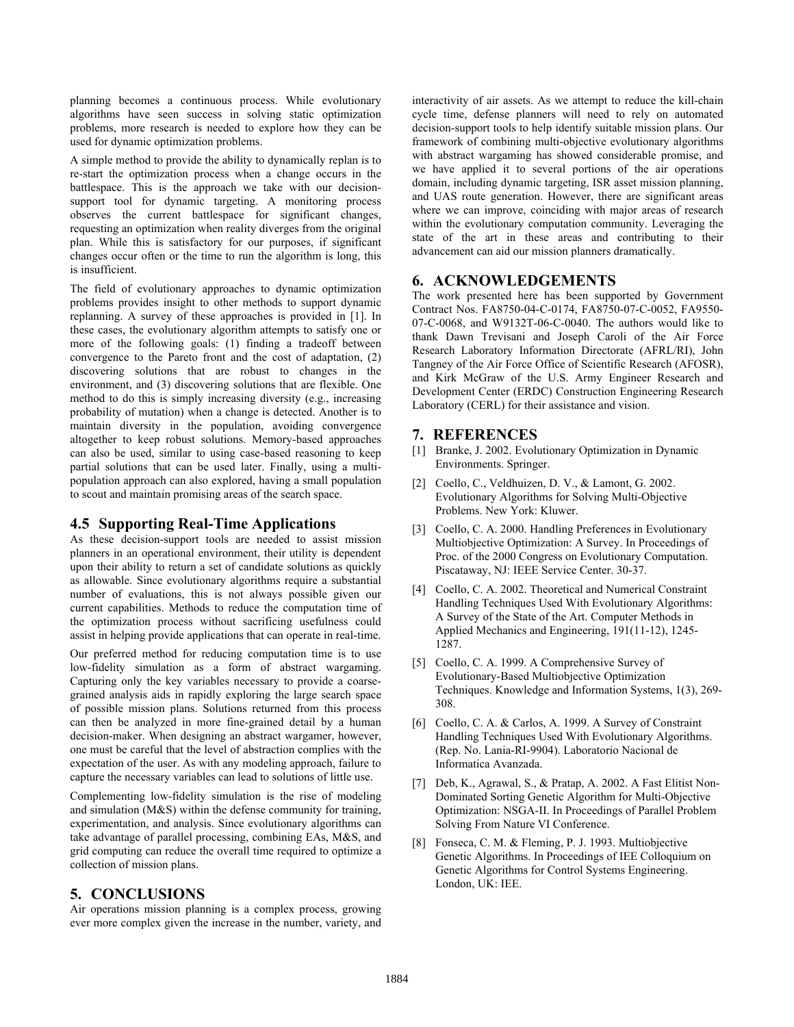planning becomes a continuous process. While evolutionary algorithms have seen success in solving static optimization problems, more research is needed to explore how they can be used for dynamic optimization problems.

A simple method to provide the ability to dynamically replan is to re-start the optimization process when a change occurs in the battlespace. This is the approach we take with our decision-support tool for dynamic targeting. A monitoring process observes the current battlespace for significant changes, requesting an optimization when reality diverges from the original plan. While this is satisfactory for our purposes, if significant changes occur often or the time to run the algorithm is long, this is insufficient.

The field of evolutionary approaches to dynamic optimization problems provides insight to other methods to support dynamic replanning. A survey of these approaches is provided in [1]. In these cases, the evolutionary algorithm attempts to satisfy one or more of the following goals: (1) finding a tradeoff between convergence to the Pareto front and the cost of adaptation, (2) discovering solutions that are robust to changes in the environment, and (3) discovering solutions that are flexible. One method to do this is simply increasing diversity (e.g., increasing probability of mutation) when a change is detected. Another is to maintain diversity in the population, avoiding convergence altogether to keep robust solutions. Memory-based approaches can also be used, similar to using case-based reasoning to keep partial solutions that can be used later. Finally, using a multi-population approach can also explored, having a small population to scout and maintain promising areas of the search space.

### 4.5 Supporting Real-Time Applications

As these decision-support tools are needed to assist mission planners in an operational environment, their utility is dependent upon their ability to return a set of candidate solutions as quickly as allowable. Since evolutionary algorithms require a substantial number of evaluations, this is not always possible given our current capabilities. Methods to reduce the computation time of the optimization process without sacrificing usefulness could assist in helping provide applications that can operate in real-time.

Our preferred method for reducing computation time is to use low-fidelity simulation as a form of abstract wargaming. Capturing only the key variables necessary to provide a coarse-grained analysis aids in rapidly exploring the large search space of possible mission plans. Solutions returned from this process can then be analyzed in more fine-grained detail by a human decision-maker. When designing an abstract wargamer, however, one must be careful that the level of abstraction complies with the expectation of the user. As with any modeling approach, failure to capture the necessary variables can lead to solutions of little use.

Complementing low-fidelity simulation is the rise of modeling and simulation (M&S) within the defense community for training, experimentation, and analysis. Since evolutionary algorithms can take advantage of parallel processing, combining EAs, M&S, and grid computing can reduce the overall time required to optimize a collection of mission plans.

## 5. CONCLUSIONS

Air operations mission planning is a complex process, growing ever more complex given the increase in the number, variety, and interactivity of air assets. As we attempt to reduce the kill-chain cycle time, defense planners will need to rely on automated decision-support tools to help identify suitable mission plans. Our framework of combining multi-objective evolutionary algorithms with abstract wargaming has showed considerable promise, and we have applied it to several portions of the air operations domain, including dynamic targeting, ISR asset mission planning, and UAS route generation. However, there are significant areas where we can improve, coinciding with major areas of research within the evolutionary computation community. Leveraging the state of the art in these areas and contributing to their advancement can aid our mission planners dramatically.

## 6. ACKNOWLEDGEMENTS

The work presented here has been supported by Government Contract Nos. FA8750-04-C-0174, FA8750-07-C-0052, FA9550-07-C-0068, and W9132T-06-C-0040. The authors would like to thank Dawn Trevisani and Joseph Caroli of the Air Force Research Laboratory Information Directorate (AFRL/RI), John Tangney of the Air Force Office of Scientific Research (AFOSR), and Kirk McGraw of the U.S. Army Engineer Research and Development Center (ERDC) Construction Engineering Research Laboratory (CERL) for their assistance and vision.

## 7. REFERENCES

[1] Branke, J. 2002. Evolutionary Optimization in Dynamic Environments. Springer.

[2] Coello, C., Veldhuizen, D. V., & Lamont, G. 2002. Evolutionary Algorithms for Solving Multi-Objective Problems. New York: Kluwer.

[3] Coello, C. A. 2000. Handling Preferences in Evolutionary Multiobjective Optimization: A Survey. In Proceedings of Proc. of the 2000 Congress on Evolutionary Computation. Piscataway, NJ: IEEE Service Center. 30-37.

[4] Coello, C. A. 2002. Theoretical and Numerical Constraint Handling Techniques Used With Evolutionary Algorithms: A Survey of the State of the Art. Computer Methods in Applied Mechanics and Engineering, 191(11-12), 1245-1287.

[5] Coello, C. A. 1999. A Comprehensive Survey of Evolutionary-Based Multiobjective Optimization Techniques. Knowledge and Information Systems, 1(3), 269-308.

[6] Coello, C. A. & Carlos, A. 1999. A Survey of Constraint Handling Techniques Used With Evolutionary Algorithms. (Rep. No. Lania-RI-9904). Laboratorio Nacional de Informatica Avanzada.

[7] Deb, K., Agrawal, S., & Pratap, A. 2002. A Fast Elitist Non-Dominated Sorting Genetic Algorithm for Multi-Objective Optimization: NSGA-II. In Proceedings of Parallel Problem Solving From Nature VI Conference.

[8] Fonseca, C. M. & Fleming, P. J. 1993. Multiobjective Genetic Algorithms. In Proceedings of IEE Colloquium on Genetic Algorithms for Control Systems Engineering. London, UK: IEE.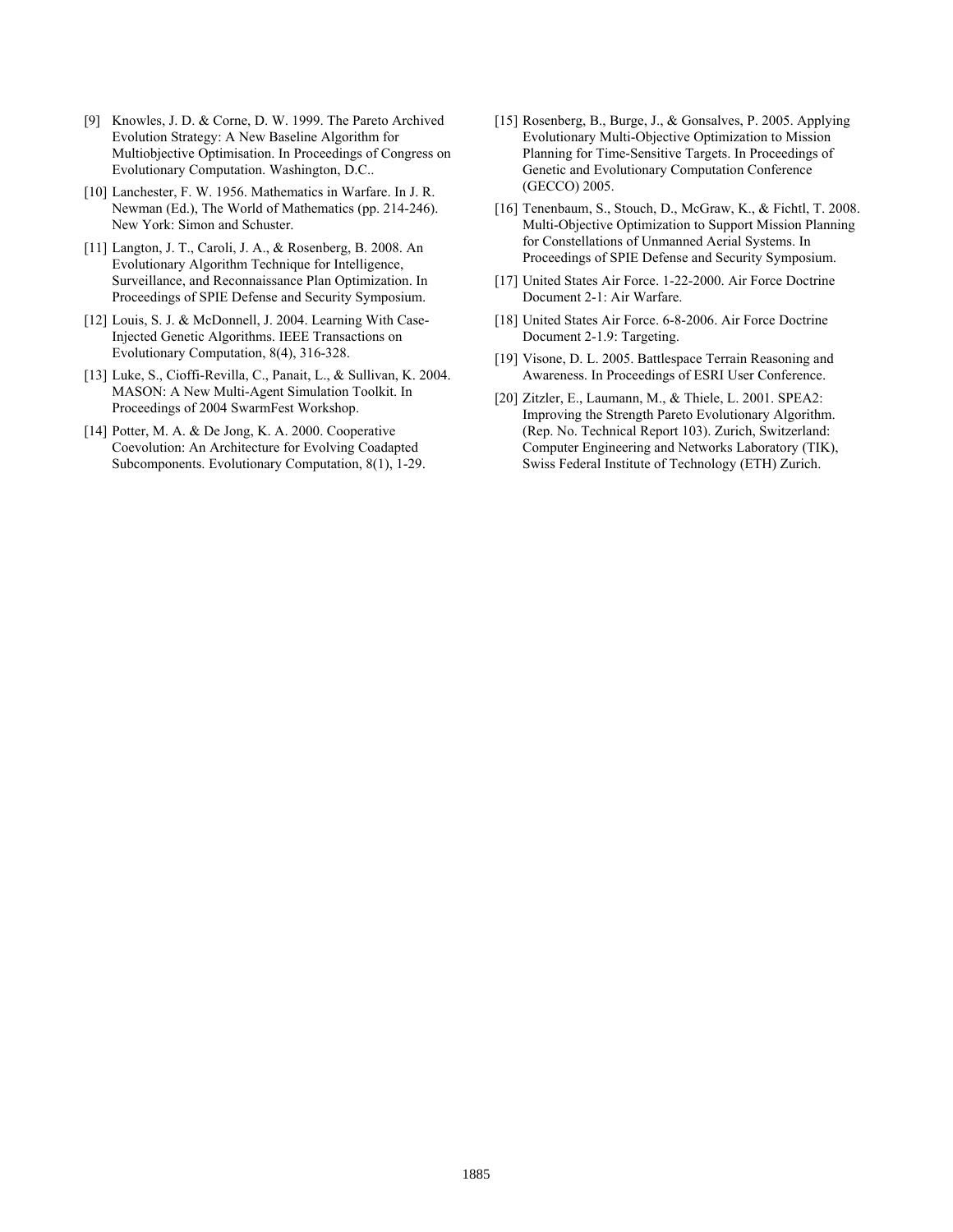[9] Knowles, J. D. & Corne, D. W. 1999. The Pareto Archived Evolution Strategy: A New Baseline Algorithm for Multiobjective Optimisation. In Proceedings of Congress on Evolutionary Computation. Washington, D.C..

[10] Lanchester, F. W. 1956. Mathematics in Warfare. In J. R. Newman (Ed.), The World of Mathematics (pp. 214-246). New York: Simon and Schuster.

[11] Langton, J. T., Caroli, J. A., & Rosenberg, B. 2008. An Evolutionary Algorithm Technique for Intelligence, Surveillance, and Reconnaissance Plan Optimization. In Proceedings of SPIE Defense and Security Symposium.

[12] Louis, S. J. & McDonnell, J. 2004. Learning With Case-Injected Genetic Algorithms. IEEE Transactions on Evolutionary Computation, 8(4), 316-328.

[13] Luke, S., Cioffi-Revilla, C., Panait, L., & Sullivan, K. 2004. MASON: A New Multi-Agent Simulation Toolkit. In Proceedings of 2004 SwarmFest Workshop.

[14] Potter, M. A. & De Jong, K. A. 2000. Cooperative Coevolution: An Architecture for Evolving Coadapted Subcomponents. Evolutionary Computation, 8(1), 1-29.

[15] Rosenberg, B., Burge, J., & Gonsalves, P. 2005. Applying Evolutionary Multi-Objective Optimization to Mission Planning for Time-Sensitive Targets. In Proceedings of Genetic and Evolutionary Computation Conference (GECCO) 2005.

[16] Tenenbaum, S., Stouch, D., McGraw, K., & Fichtl, T. 2008. Multi-Objective Optimization to Support Mission Planning for Constellations of Unmanned Aerial Systems. In Proceedings of SPIE Defense and Security Symposium.

[17] United States Air Force. 1-22-2000. Air Force Doctrine Document 2-1: Air Warfare.

[18] United States Air Force. 6-8-2006. Air Force Doctrine Document 2-1.9: Targeting.

[19] Visone, D. L. 2005. Battlespace Terrain Reasoning and Awareness. In Proceedings of ESRI User Conference.

[20] Zitzler, E., Laumann, M., & Thiele, L. 2001. SPEA2: Improving the Strength Pareto Evolutionary Algorithm. (Rep. No. Technical Report 103). Zurich, Switzerland: Computer Engineering and Networks Laboratory (TIK), Swiss Federal Institute of Technology (ETH) Zurich.